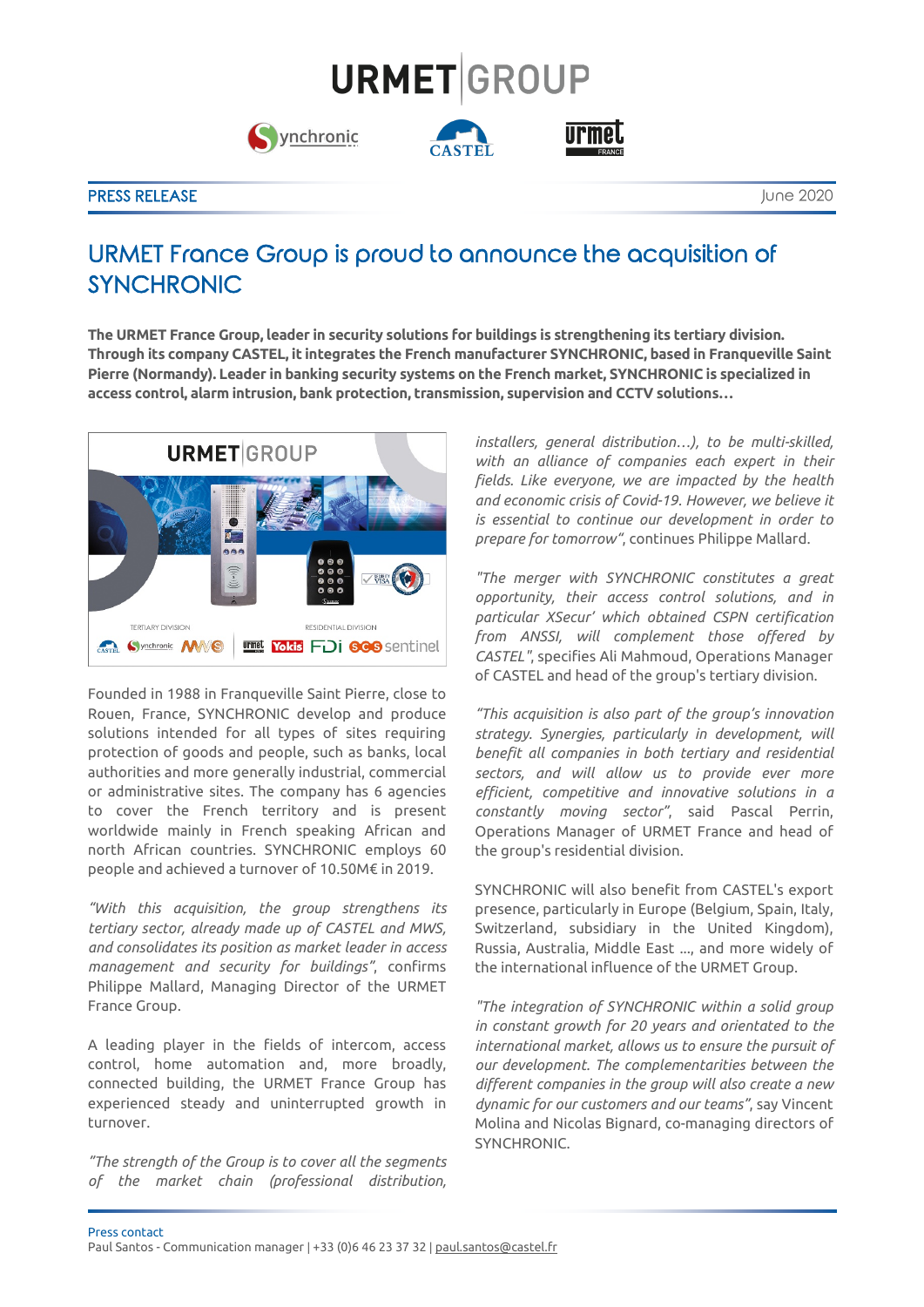PRESS RELEASE

June 2020

# URMET France Group is proud to announce the acquisition of SYNCHRONIC

**The URMET France Group, leader in security solutions for buildings is strengthening its tertiary division. Through its company CASTEL, it integrates the French manufacturer SYNCHRONIC, based in Franqueville Saint Pierre (Normandy). Leader in banking security systems on the French market, SYNCHRONIC is specialized in access control, alarm intrusion, bank protection, transmission, supervision and CCTV solutions…**

Founded in 1988 in Franqueville Saint Pierre, close to Rouen, France, SYNCHRONIC develop and produce solutions intended for all types of sites requiring protection of goods and people, such as banks, local authorities and more generally industrial, commercial or administrative sites. The company has 6 agencies to cover the French territory and is present worldwide mainly in French speaking African and north African countries. SYNCHRONIC employs 60 people and achieved a turnover of 10.50M€ in 2019.

*"With this acquisition, the group strengthens its tertiary sector, already made up of CASTEL and MWS, and consolidates its position as market leader in access management and security for buildings"*, confirms Philippe Mallard, Managing Director of the URMET France Group.

A leading player in the fields of intercom, access control, home automation and, more broadly, connected building, the URMET France Group has experienced steady and uninterrupted growth in turnover.

*"The strength of the Group is to cover all the segments of the market chain (professional distribution, installers, general distribution…), to be multi-skilled, with an alliance of companies each expert in their fields. Like everyone, we are impacted by the health and economic crisis of Covid-19. However, we believe it is essential to continue our development in order to prepare for tomorrow"*, continues Philippe Mallard.

*"The merger with SYNCHRONIC constitutes a great opportunity, their access control solutions, and in particular XSecur' which obtained CSPN certification from ANSSI, will complement those offered by CASTEL"*, specifies Ali Mahmoud, Operations Manager of CASTEL and head of the group's tertiary division.

*"This acquisition is also part of the group's innovation strategy. Synergies, particularly in development, will benefit all companies in both tertiary and residential sectors, and will allow us to provide ever more efficient, competitive and innovative solutions in a constantly moving sector"*, said Pascal Perrin, Operations Manager of URMET France and head of the group's residential division.

SYNCHRONIC will also benefit from CASTEL's export presence, particularly in Europe (Belgium, Spain, Italy, Switzerland, subsidiary in the United Kingdom), Russia, Australia, Middle East ..., and more widely of the international influence of the URMET Group.

*"The integration of SYNCHRONIC within a solid group in constant growth for 20 years and orientated to the international market, allows us to ensure the pursuit of our development. The complementarities between the different companies in the group will also create a new dynamic for our customers and our teams"*, say Vincent Molina and Nicolas Bignard, co-managing directors of SYNCHRONIC.

Press contact
Paul Santos - Communication manager | +33 (0)6 46 23 37 32 | paul.santos@castel.fr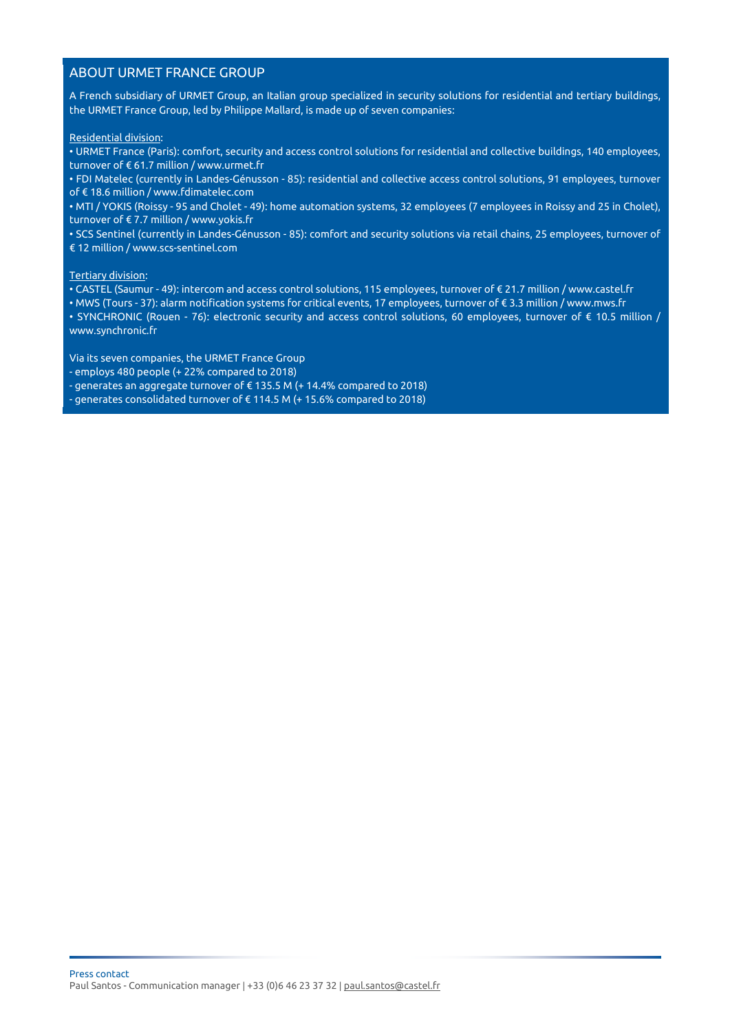## ABOUT URMET FRANCE GROUP

A French subsidiary of URMET Group, an Italian group specialized in security solutions for residential and tertiary buildings, the URMET France Group, led by Philippe Mallard, is made up of seven companies:

Residential division:

• URMET France (Paris): comfort, security and access control solutions for residential and collective buildings, 140 employees, turnover of € 61.7 million / www.urmet.fr

• FDI Matelec (currently in Landes-Génusson - 85): residential and collective access control solutions, 91 employees, turnover of € 18.6 million / www.fdimatelec.com

• MTI / YOKIS (Roissy - 95 and Cholet - 49): home automation systems, 32 employees (7 employees in Roissy and 25 in Cholet), turnover of € 7.7 million / www.yokis.fr

• SCS Sentinel (currently in Landes-Génusson - 85): comfort and security solutions via retail chains, 25 employees, turnover of € 12 million / www.scs-sentinel.com

Tertiary division:

• CASTEL (Saumur - 49): intercom and access control solutions, 115 employees, turnover of € 21.7 million / www.castel.fr

• MWS (Tours - 37): alarm notification systems for critical events, 17 employees, turnover of € 3.3 million / www.mws.fr

• SYNCHRONIC (Rouen - 76): electronic security and access control solutions, 60 employees, turnover of € 10.5 million / www.synchronic.fr

Via its seven companies, the URMET France Group

- employs 480 people (+ 22% compared to 2018)
- generates an aggregate turnover of € 135.5 M (+ 14.4% compared to 2018)
- generates consolidated turnover of € 114.5 M (+ 15.6% compared to 2018)

Press contact

Paul Santos - Communication manager | +33 (0)6 46 23 37 32 | paul.santos@castel.fr